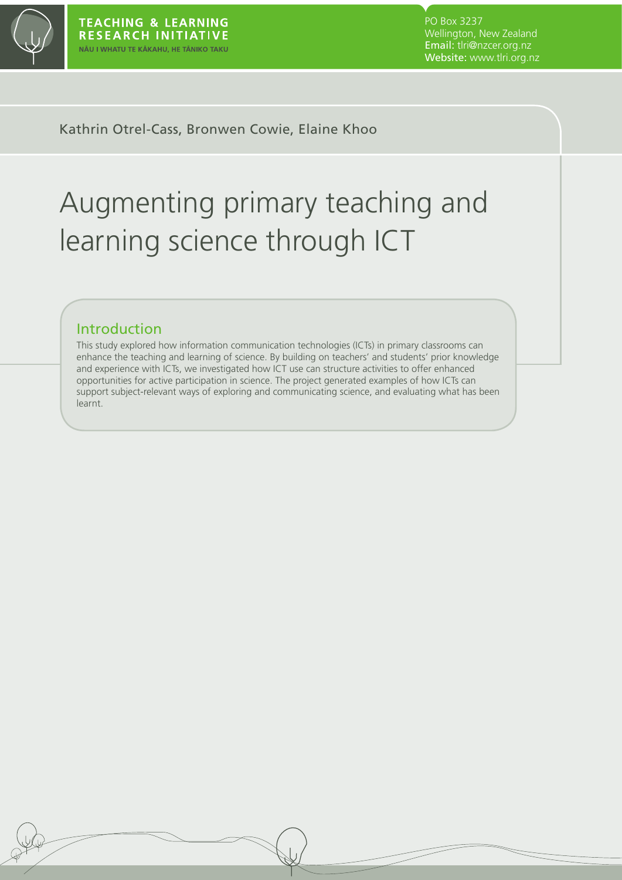TEACHING & LEARNING RESEARCH INITIATIVE

NĀU I WHATU TE KĀKAHU, HE TĀNIKO TAKU

PO Box 3237
Wellington, New Zealand
Email: tlri@nzcer.org.nz
Website: www.tlri.org.nz

Kathrin Otrel-Cass, Bronwen Cowie, Elaine Khoo

# Augmenting primary teaching and learning science through ICT

## Introduction

This study explored how information communication technologies (ICTs) in primary classrooms can enhance the teaching and learning of science. By building on teachers' and students' prior knowledge and experience with ICTs, we investigated how ICT use can structure activities to offer enhanced opportunities for active participation in science. The project generated examples of how ICTs can support subject-relevant ways of exploring and communicating science, and evaluating what has been learnt.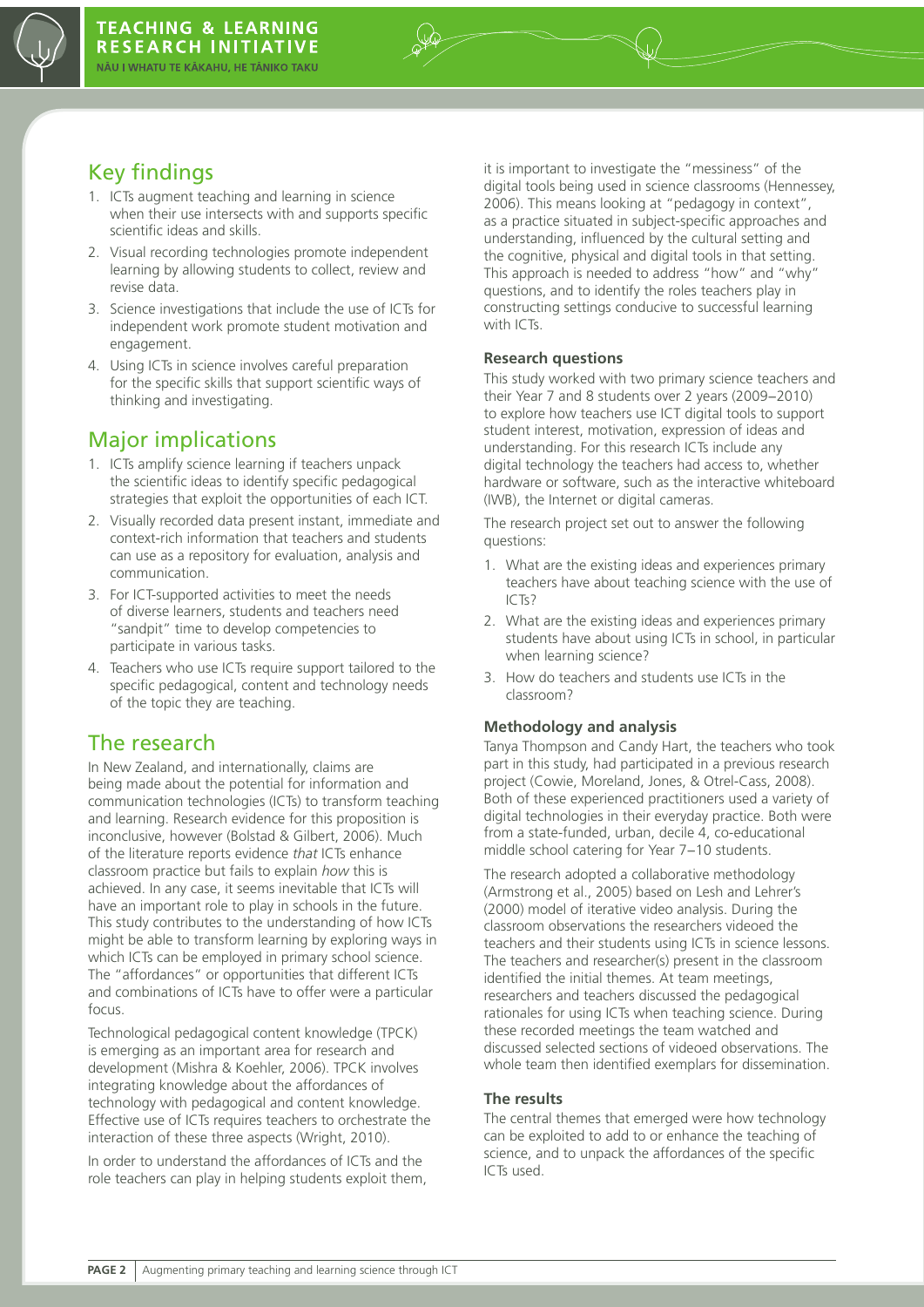## Key findings

1. ICTs augment teaching and learning in science when their use intersects with and supports specific scientific ideas and skills.
2. Visual recording technologies promote independent learning by allowing students to collect, review and revise data.
3. Science investigations that include the use of ICTs for independent work promote student motivation and engagement.
4. Using ICTs in science involves careful preparation for the specific skills that support scientific ways of thinking and investigating.

## Major implications

1. ICTs amplify science learning if teachers unpack the scientific ideas to identify specific pedagogical strategies that exploit the opportunities of each ICT.
2. Visually recorded data present instant, immediate and context-rich information that teachers and students can use as a repository for evaluation, analysis and communication.
3. For ICT-supported activities to meet the needs of diverse learners, students and teachers need "sandpit" time to develop competencies to participate in various tasks.
4. Teachers who use ICTs require support tailored to the specific pedagogical, content and technology needs of the topic they are teaching.

## The research

In New Zealand, and internationally, claims are being made about the potential for information and communication technologies (ICTs) to transform teaching and learning. Research evidence for this proposition is inconclusive, however (Bolstad & Gilbert, 2006). Much of the literature reports evidence *that* ICTs enhance classroom practice but fails to explain *how* this is achieved. In any case, it seems inevitable that ICTs will have an important role to play in schools in the future. This study contributes to the understanding of how ICTs might be able to transform learning by exploring ways in which ICTs can be employed in primary school science. The "affordances" or opportunities that different ICTs and combinations of ICTs have to offer were a particular focus.

Technological pedagogical content knowledge (TPCK) is emerging as an important area for research and development (Mishra & Koehler, 2006). TPCK involves integrating knowledge about the affordances of technology with pedagogical and content knowledge. Effective use of ICTs requires teachers to orchestrate the interaction of these three aspects (Wright, 2010).

In order to understand the affordances of ICTs and the role teachers can play in helping students exploit them, it is important to investigate the "messiness" of the digital tools being used in science classrooms (Hennessey, 2006). This means looking at "pedagogy in context", as a practice situated in subject-specific approaches and understanding, influenced by the cultural setting and the cognitive, physical and digital tools in that setting. This approach is needed to address "how" and "why" questions, and to identify the roles teachers play in constructing settings conducive to successful learning with ICTs.

### Research questions

This study worked with two primary science teachers and their Year 7 and 8 students over 2 years (2009–2010) to explore how teachers use ICT digital tools to support student interest, motivation, expression of ideas and understanding. For this research ICTs include any digital technology the teachers had access to, whether hardware or software, such as the interactive whiteboard (IWB), the Internet or digital cameras.

The research project set out to answer the following questions:

1. What are the existing ideas and experiences primary teachers have about teaching science with the use of ICTs?
2. What are the existing ideas and experiences primary students have about using ICTs in school, in particular when learning science?
3. How do teachers and students use ICTs in the classroom?

### Methodology and analysis

Tanya Thompson and Candy Hart, the teachers who took part in this study, had participated in a previous research project (Cowie, Moreland, Jones, & Otrel-Cass, 2008). Both of these experienced practitioners used a variety of digital technologies in their everyday practice. Both were from a state-funded, urban, decile 4, co-educational middle school catering for Year 7–10 students.

The research adopted a collaborative methodology (Armstrong et al., 2005) based on Lesh and Lehrer's (2000) model of iterative video analysis. During the classroom observations the researchers videoed the teachers and their students using ICTs in science lessons. The teachers and researcher(s) present in the classroom identified the initial themes. At team meetings, researchers and teachers discussed the pedagogical rationales for using ICTs when teaching science. During these recorded meetings the team watched and discussed selected sections of videoed observations. The whole team then identified exemplars for dissemination.

### The results

The central themes that emerged were how technology can be exploited to add to or enhance the teaching of science, and to unpack the affordances of the specific ICTs used.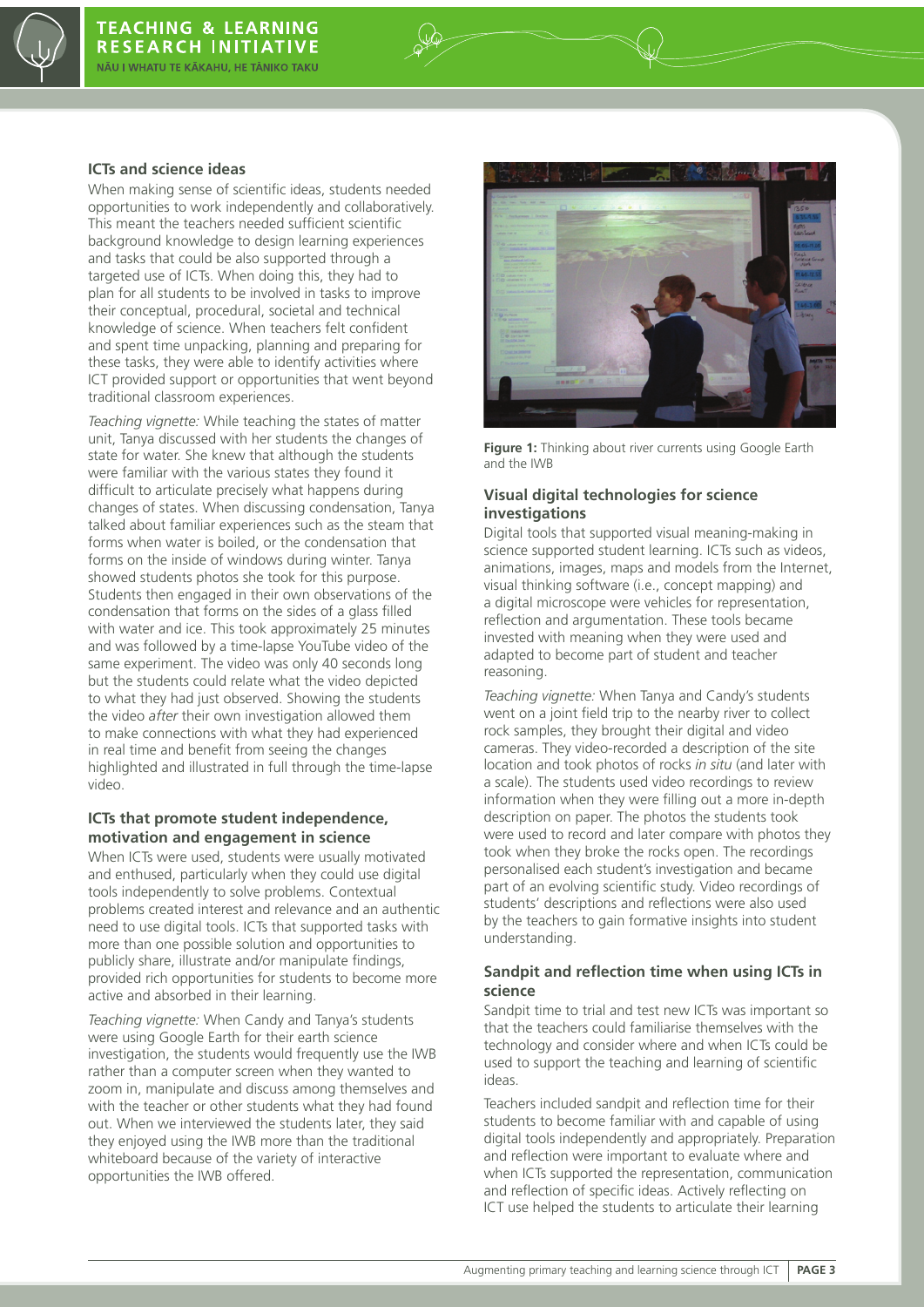## ICTs and science ideas

When making sense of scientific ideas, students needed opportunities to work independently and collaboratively. This meant the teachers needed sufficient scientific background knowledge to design learning experiences and tasks that could be also supported through a targeted use of ICTs. When doing this, they had to plan for all students to be involved in tasks to improve their conceptual, procedural, societal and technical knowledge of science. When teachers felt confident and spent time unpacking, planning and preparing for these tasks, they were able to identify activities where ICT provided support or opportunities that went beyond traditional classroom experiences.

*Teaching vignette:* While teaching the states of matter unit, Tanya discussed with her students the changes of state for water. She knew that although the students were familiar with the various states they found it difficult to articulate precisely what happens during changes of states. When discussing condensation, Tanya talked about familiar experiences such as the steam that forms when water is boiled, or the condensation that forms on the inside of windows during winter. Tanya showed students photos she took for this purpose. Students then engaged in their own observations of the condensation that forms on the sides of a glass filled with water and ice. This took approximately 25 minutes and was followed by a time-lapse YouTube video of the same experiment. The video was only 40 seconds long but the students could relate what the video depicted to what they had just observed. Showing the students the video *after* their own investigation allowed them to make connections with what they had experienced in real time and benefit from seeing the changes highlighted and illustrated in full through the time-lapse video.

## ICTs that promote student independence, motivation and engagement in science

When ICTs were used, students were usually motivated and enthused, particularly when they could use digital tools independently to solve problems. Contextual problems created interest and relevance and an authentic need to use digital tools. ICTs that supported tasks with more than one possible solution and opportunities to publicly share, illustrate and/or manipulate findings, provided rich opportunities for students to become more active and absorbed in their learning.

*Teaching vignette:* When Candy and Tanya's students were using Google Earth for their earth science investigation, the students would frequently use the IWB rather than a computer screen when they wanted to zoom in, manipulate and discuss among themselves and with the teacher or other students what they had found out. When we interviewed the students later, they said they enjoyed using the IWB more than the traditional whiteboard because of the variety of interactive opportunities the IWB offered.

**Figure 1:** Thinking about river currents using Google Earth and the IWB

## Visual digital technologies for science investigations

Digital tools that supported visual meaning-making in science supported student learning. ICTs such as videos, animations, images, maps and models from the Internet, visual thinking software (i.e., concept mapping) and a digital microscope were vehicles for representation, reflection and argumentation. These tools became invested with meaning when they were used and adapted to become part of student and teacher reasoning.

*Teaching vignette:* When Tanya and Candy's students went on a joint field trip to the nearby river to collect rock samples, they brought their digital and video cameras. They video-recorded a description of the site location and took photos of rocks *in situ* (and later with a scale). The students used video recordings to review information when they were filling out a more in-depth description on paper. The photos the students took were used to record and later compare with photos they took when they broke the rocks open. The recordings personalised each student's investigation and became part of an evolving scientific study. Video recordings of students' descriptions and reflections were also used by the teachers to gain formative insights into student understanding.

## Sandpit and reflection time when using ICTs in science

Sandpit time to trial and test new ICTs was important so that the teachers could familiarise themselves with the technology and consider where and when ICTs could be used to support the teaching and learning of scientific ideas.

Teachers included sandpit and reflection time for their students to become familiar with and capable of using digital tools independently and appropriately. Preparation and reflection were important to evaluate where and when ICTs supported the representation, communication and reflection of specific ideas. Actively reflecting on ICT use helped the students to articulate their learning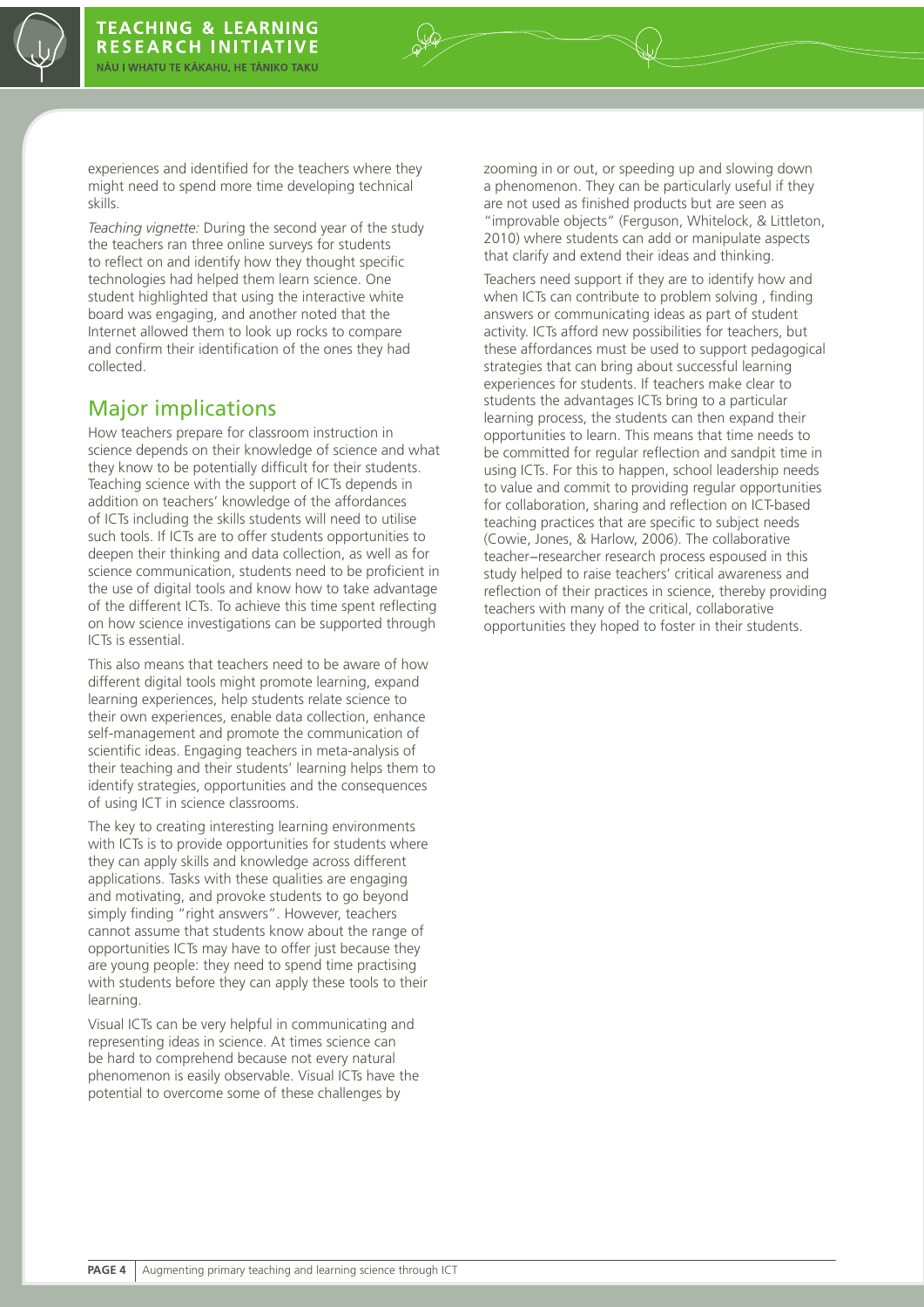experiences and identified for the teachers where they might need to spend more time developing technical skills.

*Teaching vignette:* During the second year of the study the teachers ran three online surveys for students to reflect on and identify how they thought specific technologies had helped them learn science. One student highlighted that using the interactive white board was engaging, and another noted that the Internet allowed them to look up rocks to compare and confirm their identification of the ones they had collected.

## Major implications

How teachers prepare for classroom instruction in science depends on their knowledge of science and what they know to be potentially difficult for their students. Teaching science with the support of ICTs depends in addition on teachers' knowledge of the affordances of ICTs including the skills students will need to utilise such tools. If ICTs are to offer students opportunities to deepen their thinking and data collection, as well as for science communication, students need to be proficient in the use of digital tools and know how to take advantage of the different ICTs. To achieve this time spent reflecting on how science investigations can be supported through ICTs is essential.

This also means that teachers need to be aware of how different digital tools might promote learning, expand learning experiences, help students relate science to their own experiences, enable data collection, enhance self-management and promote the communication of scientific ideas. Engaging teachers in meta-analysis of their teaching and their students' learning helps them to identify strategies, opportunities and the consequences of using ICT in science classrooms.

The key to creating interesting learning environments with ICTs is to provide opportunities for students where they can apply skills and knowledge across different applications. Tasks with these qualities are engaging and motivating, and provoke students to go beyond simply finding "right answers". However, teachers cannot assume that students know about the range of opportunities ICTs may have to offer just because they are young people: they need to spend time practising with students before they can apply these tools to their learning.

Visual ICTs can be very helpful in communicating and representing ideas in science. At times science can be hard to comprehend because not every natural phenomenon is easily observable. Visual ICTs have the potential to overcome some of these challenges by zooming in or out, or speeding up and slowing down a phenomenon. They can be particularly useful if they are not used as finished products but are seen as "improvable objects" (Ferguson, Whitelock, & Littleton, 2010) where students can add or manipulate aspects that clarify and extend their ideas and thinking.

Teachers need support if they are to identify how and when ICTs can contribute to problem solving , finding answers or communicating ideas as part of student activity. ICTs afford new possibilities for teachers, but these affordances must be used to support pedagogical strategies that can bring about successful learning experiences for students. If teachers make clear to students the advantages ICTs bring to a particular learning process, the students can then expand their opportunities to learn. This means that time needs to be committed for regular reflection and sandpit time in using ICTs. For this to happen, school leadership needs to value and commit to providing regular opportunities for collaboration, sharing and reflection on ICT-based teaching practices that are specific to subject needs (Cowie, Jones, & Harlow, 2006). The collaborative teacher–researcher research process espoused in this study helped to raise teachers' critical awareness and reflection of their practices in science, thereby providing teachers with many of the critical, collaborative opportunities they hoped to foster in their students.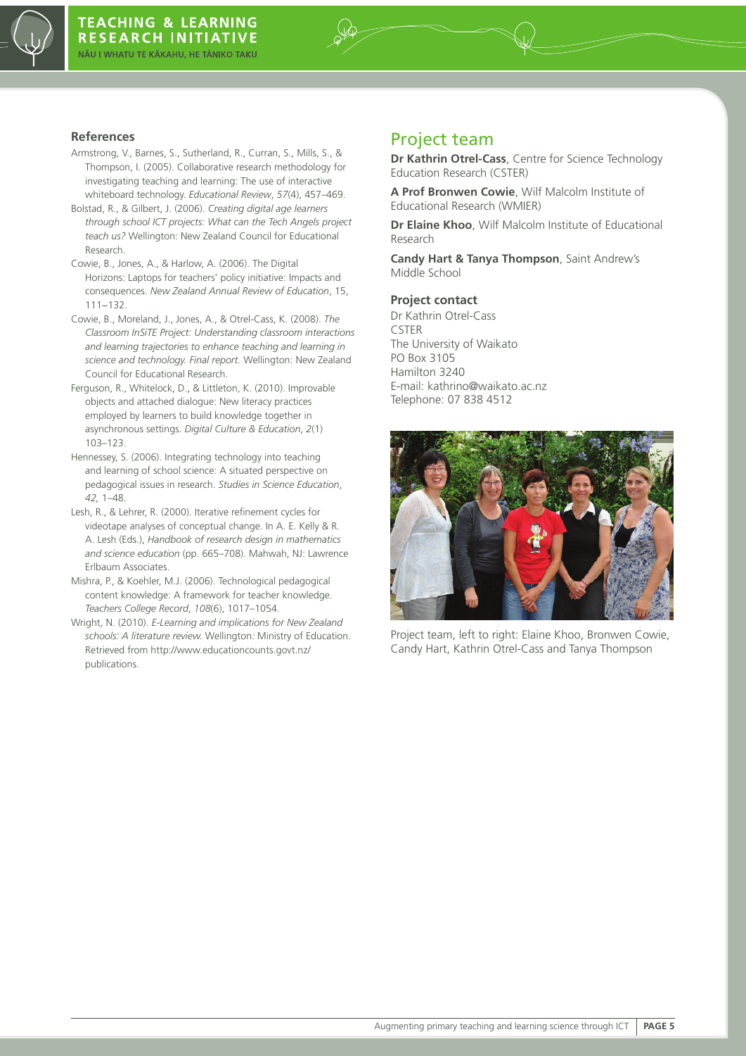## References

Armstrong, V., Barnes, S., Sutherland, R., Curran, S., Mills, S., & Thompson, I. (2005). Collaborative research methodology for investigating teaching and learning: The use of interactive whiteboard technology. *Educational Review*, *57*(4), 457–469.

Bolstad, R., & Gilbert, J. (2006). *Creating digital age learners through school ICT projects: What can the Tech Angels project teach us?* Wellington: New Zealand Council for Educational Research.

Cowie, B., Jones, A., & Harlow, A. (2006). The Digital Horizons: Laptops for teachers' policy initiative: Impacts and consequences. *New Zealand Annual Review of Education*, 15, 111–132.

Cowie, B., Moreland, J., Jones, A., & Otrel-Cass, K. (2008). *The Classroom InSiTE Project: Understanding classroom interactions and learning trajectories to enhance teaching and learning in science and technology. Final report.* Wellington: New Zealand Council for Educational Research.

Ferguson, R., Whitelock, D., & Littleton, K. (2010). Improvable objects and attached dialogue: New literacy practices employed by learners to build knowledge together in asynchronous settings. *Digital Culture & Education*, *2*(1) 103–123.

Hennessey, S. (2006). Integrating technology into teaching and learning of school science: A situated perspective on pedagogical issues in research. *Studies in Science Education*, *42*, 1–48.

Lesh, R., & Lehrer, R. (2000). Iterative refinement cycles for videotape analyses of conceptual change. In A. E. Kelly & R. A. Lesh (Eds.), *Handbook of research design in mathematics and science education* (pp. 665–708). Mahwah, NJ: Lawrence Erlbaum Associates.

Mishra, P., & Koehler, M.J. (2006). Technological pedagogical content knowledge: A framework for teacher knowledge. *Teachers College Record*, *108*(6), 1017–1054.

Wright, N. (2010). *E-Learning and implications for New Zealand schools: A literature review.* Wellington: Ministry of Education. Retrieved from http://www.educationcounts.govt.nz/publications.

## Project team

**Dr Kathrin Otrel-Cass**, Centre for Science Technology Education Research (CSTER)

**A Prof Bronwen Cowie**, Wilf Malcolm Institute of Educational Research (WMIER)

**Dr Elaine Khoo**, Wilf Malcolm Institute of Educational Research

**Candy Hart & Tanya Thompson**, Saint Andrew's Middle School

### Project contact

Dr Kathrin Otrel-Cass
CSTER
The University of Waikato
PO Box 3105
Hamilton 3240
E-mail: kathrino@waikato.ac.nz
Telephone: 07 838 4512

Project team, left to right: Elaine Khoo, Bronwen Cowie, Candy Hart, Kathrin Otrel-Cass and Tanya Thompson